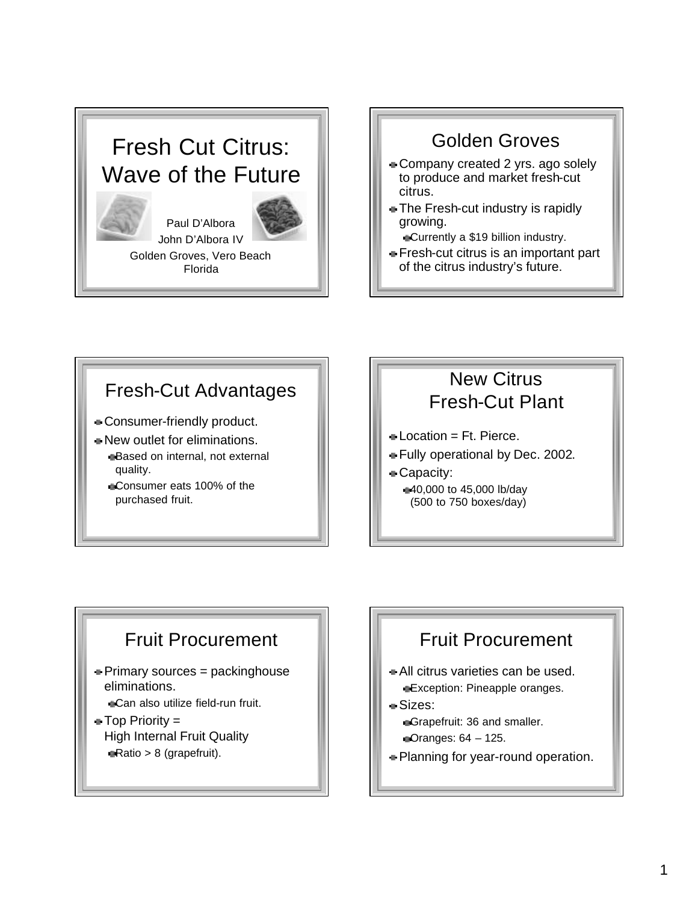# Fresh Cut Citrus: Wave of the Future

Paul D'Albora

John D'Albora IV

Golden Groves, Vero Beach Florida

## Golden Groves

- Company created 2 yrs. ago solely to produce and market fresh-cut citrus.
- The Fresh-cut industry is rapidly growing.
  - Currently a $19 billion industry.
- Fresh-cut citrus is an important part of the citrus industry's future.

## Fresh-Cut Advantages

- Consumer-friendly product.
- New outlet for eliminations.
  - Based on internal, not external quality.
  - Consumer eats 100% of the purchased fruit.

## New Citrus Fresh-Cut Plant

- Location = Ft. Pierce.
- Fully operational by Dec. 2002.
- Capacity:
  - 40,000 to 45,000 lb/day (500 to 750 boxes/day)

## Fruit Procurement

- Primary sources = packinghouse eliminations.
  - Can also utilize field-run fruit.
- Top Priority = High Internal Fruit Quality
  - Ratio > 8 (grapefruit).

## Fruit Procurement

- All citrus varieties can be used.
  - Exception: Pineapple oranges.
- Sizes:
  - Grapefruit: 36 and smaller.
  - Oranges: 64 – 125.
- Planning for year-round operation.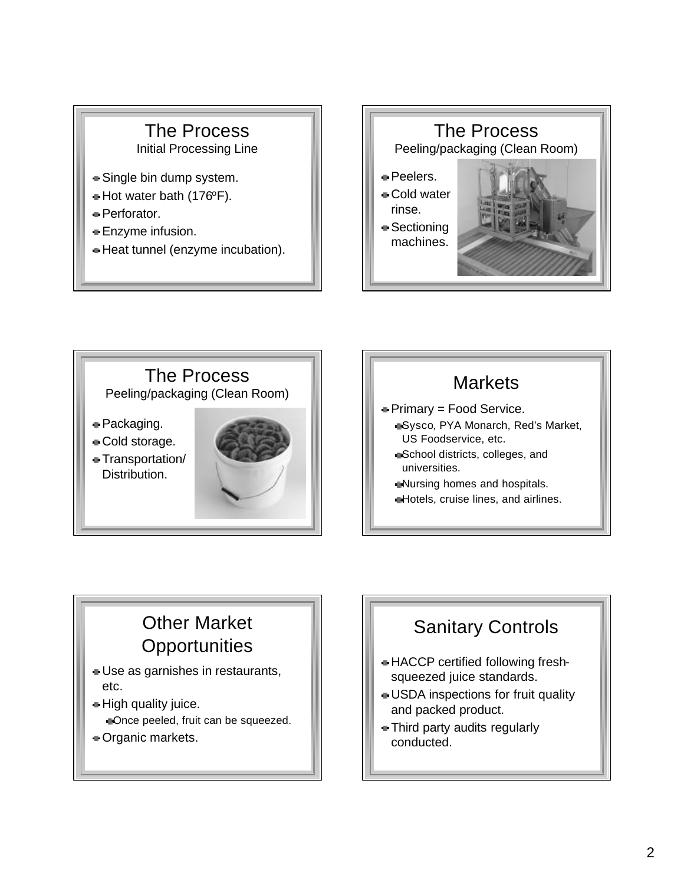## The Process

Initial Processing Line

- Single bin dump system.
- Hot water bath (176ºF).
- Perforator.
- Enzyme infusion.
- Heat tunnel (enzyme incubation).

## The Process

Peeling/packaging (Clean Room)

- Peelers.
- Cold water rinse.
- Sectioning machines.

## The Process

Peeling/packaging (Clean Room)

- Packaging.
- Cold storage.
- Transportation/ Distribution.

## Markets

- Primary = Food Service.
  - Sysco, PYA Monarch, Red's Market, US Foodservice, etc.
  - School districts, colleges, and universities.
  - Nursing homes and hospitals.
  - Hotels, cruise lines, and airlines.

## Other Market Opportunities

- Use as garnishes in restaurants, etc.
- High quality juice.
  - Once peeled, fruit can be squeezed.
- Organic markets.

## Sanitary Controls

- HACCP certified following fresh-squeezed juice standards.
- USDA inspections for fruit quality and packed product.
- Third party audits regularly conducted.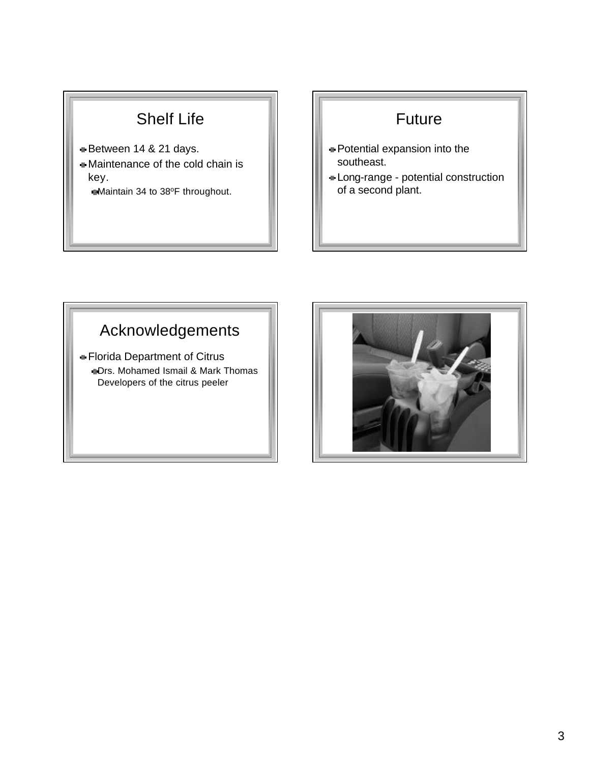## Shelf Life

- Between 14 & 21 days.
- Maintenance of the cold chain is key.
  - Maintain 34 to 38ºF throughout.

## Future

- Potential expansion into the southeast.
- Long-range - potential construction of a second plant.

## Acknowledgements

- Florida Department of Citrus
  - Drs. Mohamed Ismail & Mark Thomas Developers of the citrus peeler